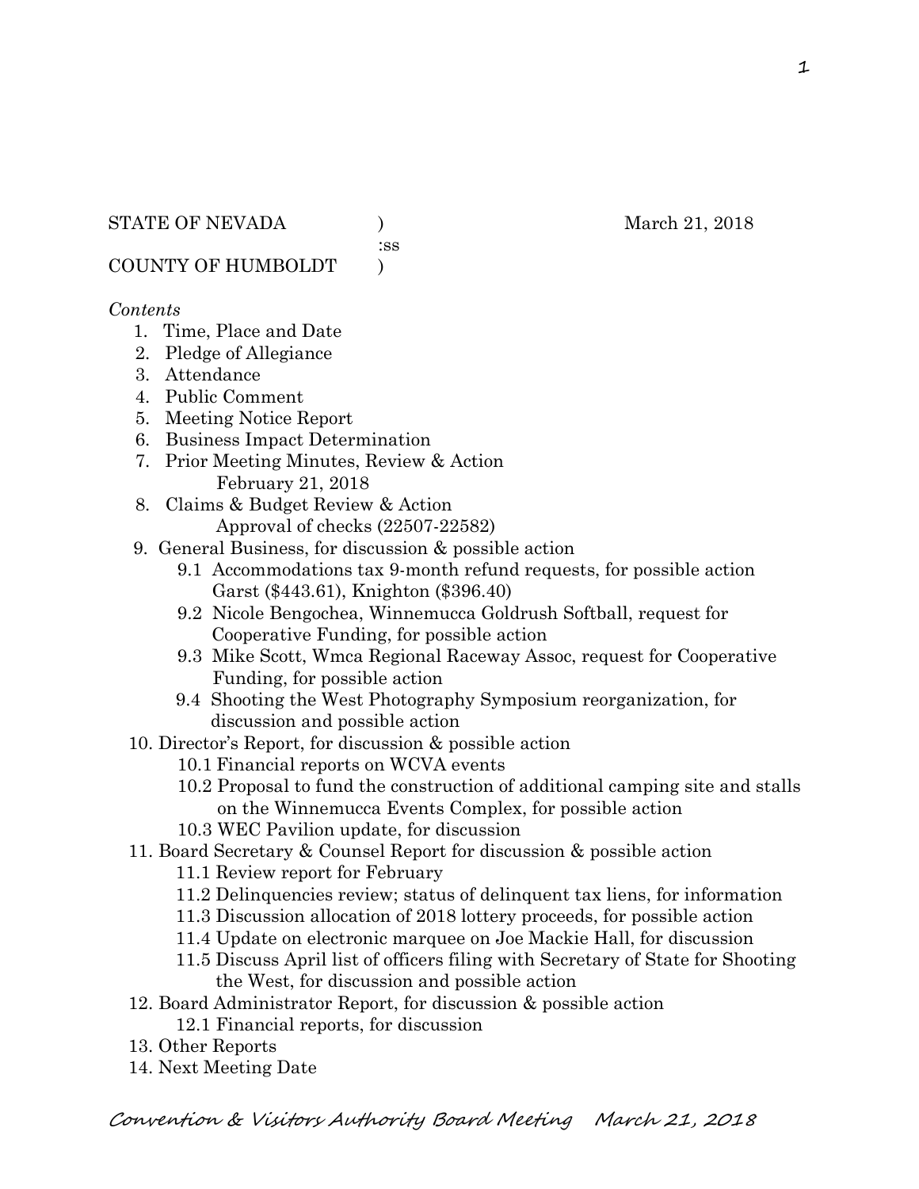STATE OF NEVADA )  March 21, 2018
:ss
COUNTY OF HUMBOLDT )

*Contents*

1. Time, Place and Date
2. Pledge of Allegiance
3. Attendance
4. Public Comment
5. Meeting Notice Report
6. Business Impact Determination
7. Prior Meeting Minutes, Review & Action
   February 21, 2018
8. Claims & Budget Review & Action
   Approval of checks (22507-22582)
9. General Business, for discussion & possible action
   - 9.1 Accommodations tax 9-month refund requests, for possible action
     Garst ($443.61), Knighton ($396.40)
   - 9.2 Nicole Bengochea, Winnemucca Goldrush Softball, request for Cooperative Funding, for possible action
   - 9.3 Mike Scott, Wmca Regional Raceway Assoc, request for Cooperative Funding, for possible action
   - 9.4 Shooting the West Photography Symposium reorganization, for discussion and possible action
10. Director's Report, for discussion & possible action
    - 10.1 Financial reports on WCVA events
    - 10.2 Proposal to fund the construction of additional camping site and stalls on the Winnemucca Events Complex, for possible action
    - 10.3 WEC Pavilion update, for discussion
11. Board Secretary & Counsel Report for discussion & possible action
    - 11.1 Review report for February
    - 11.2 Delinquencies review; status of delinquent tax liens, for information
    - 11.3 Discussion allocation of 2018 lottery proceeds, for possible action
    - 11.4 Update on electronic marquee on Joe Mackie Hall, for discussion
    - 11.5 Discuss April list of officers filing with Secretary of State for Shooting the West, for discussion and possible action
12. Board Administrator Report, for discussion & possible action
    - 12.1 Financial reports, for discussion
13. Other Reports
14. Next Meeting Date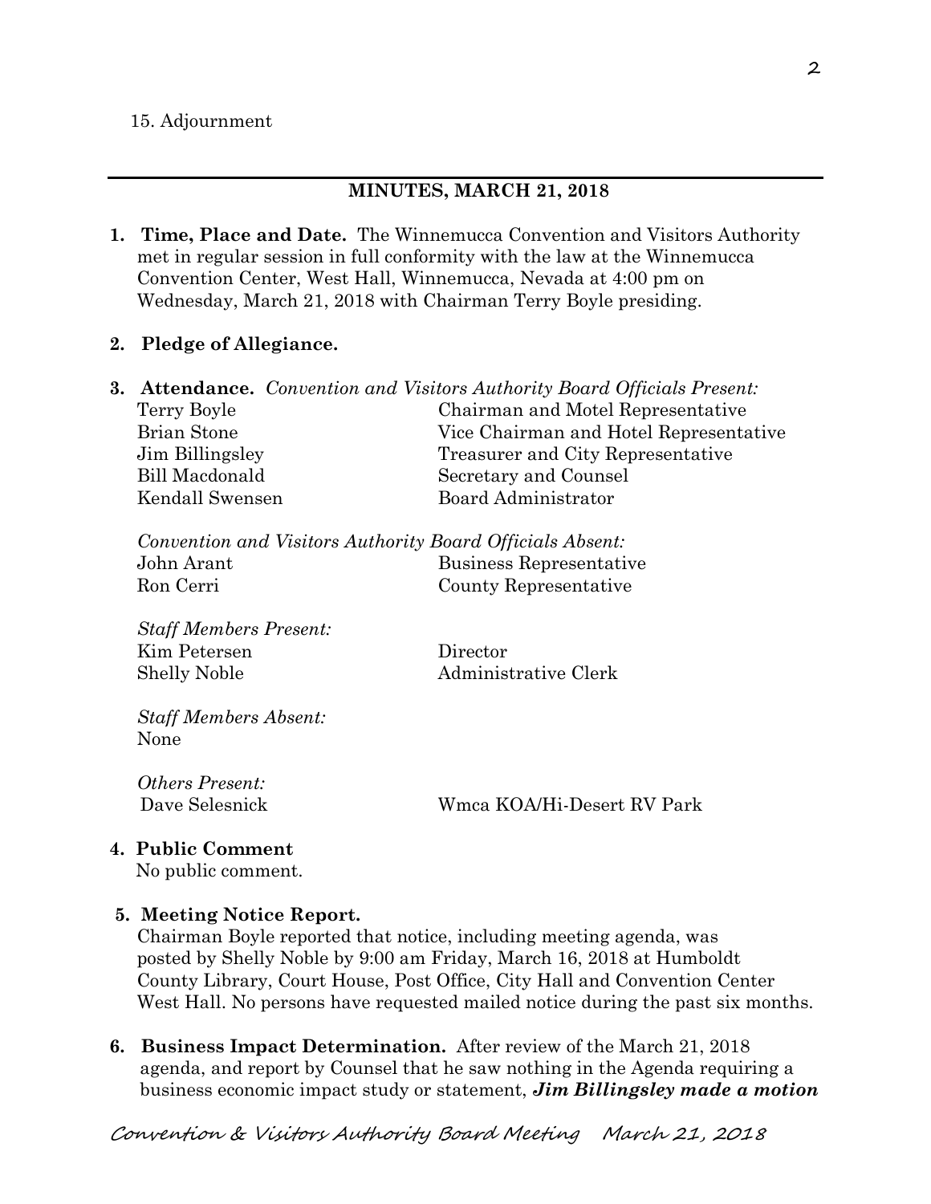15. Adjournment

---

## MINUTES, MARCH 21, 2018

**1. Time, Place and Date.** The Winnemucca Convention and Visitors Authority met in regular session in full conformity with the law at the Winnemucca Convention Center, West Hall, Winnemucca, Nevada at 4:00 pm on Wednesday, March 21, 2018 with Chairman Terry Boyle presiding.

**2. Pledge of Allegiance.**

**3. Attendance.** *Convention and Visitors Authority Board Officials Present:*

| | |
|---|---|
| Terry Boyle | Chairman and Motel Representative |
| Brian Stone | Vice Chairman and Hotel Representative |
| Jim Billingsley | Treasurer and City Representative |
| Bill Macdonald | Secretary and Counsel |
| Kendall Swensen | Board Administrator |

*Convention and Visitors Authority Board Officials Absent:*

| | |
|---|---|
| John Arant | Business Representative |
| Ron Cerri | County Representative |

*Staff Members Present:*

| | |
|---|---|
| Kim Petersen | Director |
| Shelly Noble | Administrative Clerk |

*Staff Members Absent:*
None

*Others Present:*

| | |
|---|---|
| Dave Selesnick | Wmca KOA/Hi-Desert RV Park |

**4. Public Comment**
No public comment.

**5. Meeting Notice Report.**
Chairman Boyle reported that notice, including meeting agenda, was posted by Shelly Noble by 9:00 am Friday, March 16, 2018 at Humboldt County Library, Court House, Post Office, City Hall and Convention Center West Hall. No persons have requested mailed notice during the past six months.

**6. Business Impact Determination.** After review of the March 21, 2018 agenda, and report by Counsel that he saw nothing in the Agenda requiring a business economic impact study or statement, ***Jim Billingsley made a motion***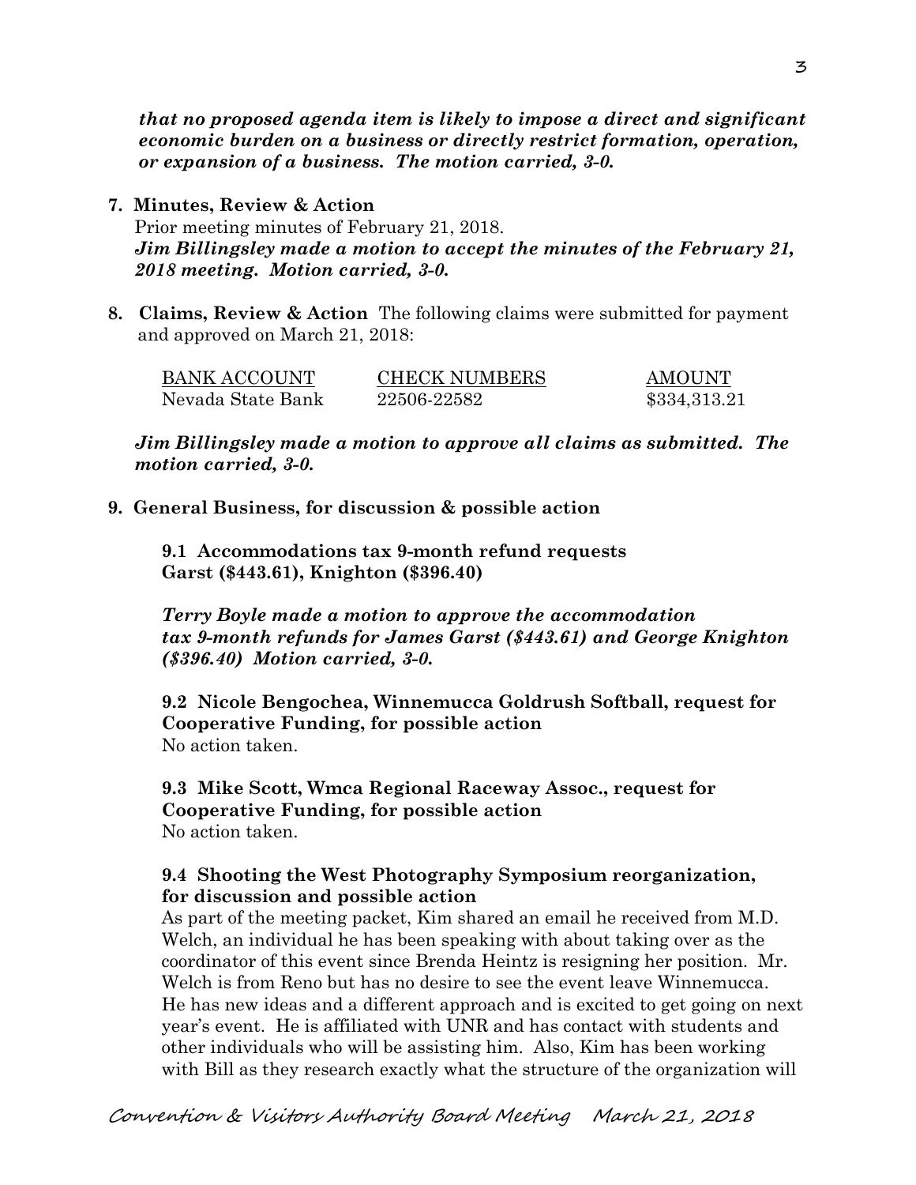***that no proposed agenda item is likely to impose a direct and significant economic burden on a business or directly restrict formation, operation, or expansion of a business. The motion carried, 3-0.***

**7. Minutes, Review & Action**

Prior meeting minutes of February 21, 2018.

***Jim Billingsley made a motion to accept the minutes of the February 21, 2018 meeting. Motion carried, 3-0.***

**8. Claims, Review & Action** The following claims were submitted for payment and approved on March 21, 2018:

| BANK ACCOUNT | CHECK NUMBERS | AMOUNT |
|---|---|---|
| Nevada State Bank | 22506-22582 | $334,313.21 |

***Jim Billingsley made a motion to approve all claims as submitted. The motion carried, 3-0.***

**9. General Business, for discussion & possible action**

**9.1 Accommodations tax 9-month refund requests Garst ($443.61), Knighton ($396.40)**

***Terry Boyle made a motion to approve the accommodation tax 9-month refunds for James Garst ($443.61) and George Knighton ($396.40) Motion carried, 3-0.***

**9.2 Nicole Bengochea, Winnemucca Goldrush Softball, request for Cooperative Funding, for possible action**

No action taken.

**9.3 Mike Scott, Wmca Regional Raceway Assoc., request for Cooperative Funding, for possible action**

No action taken.

**9.4 Shooting the West Photography Symposium reorganization, for discussion and possible action**

As part of the meeting packet, Kim shared an email he received from M.D. Welch, an individual he has been speaking with about taking over as the coordinator of this event since Brenda Heintz is resigning her position. Mr. Welch is from Reno but has no desire to see the event leave Winnemucca. He has new ideas and a different approach and is excited to get going on next year's event. He is affiliated with UNR and has contact with students and other individuals who will be assisting him. Also, Kim has been working with Bill as they research exactly what the structure of the organization will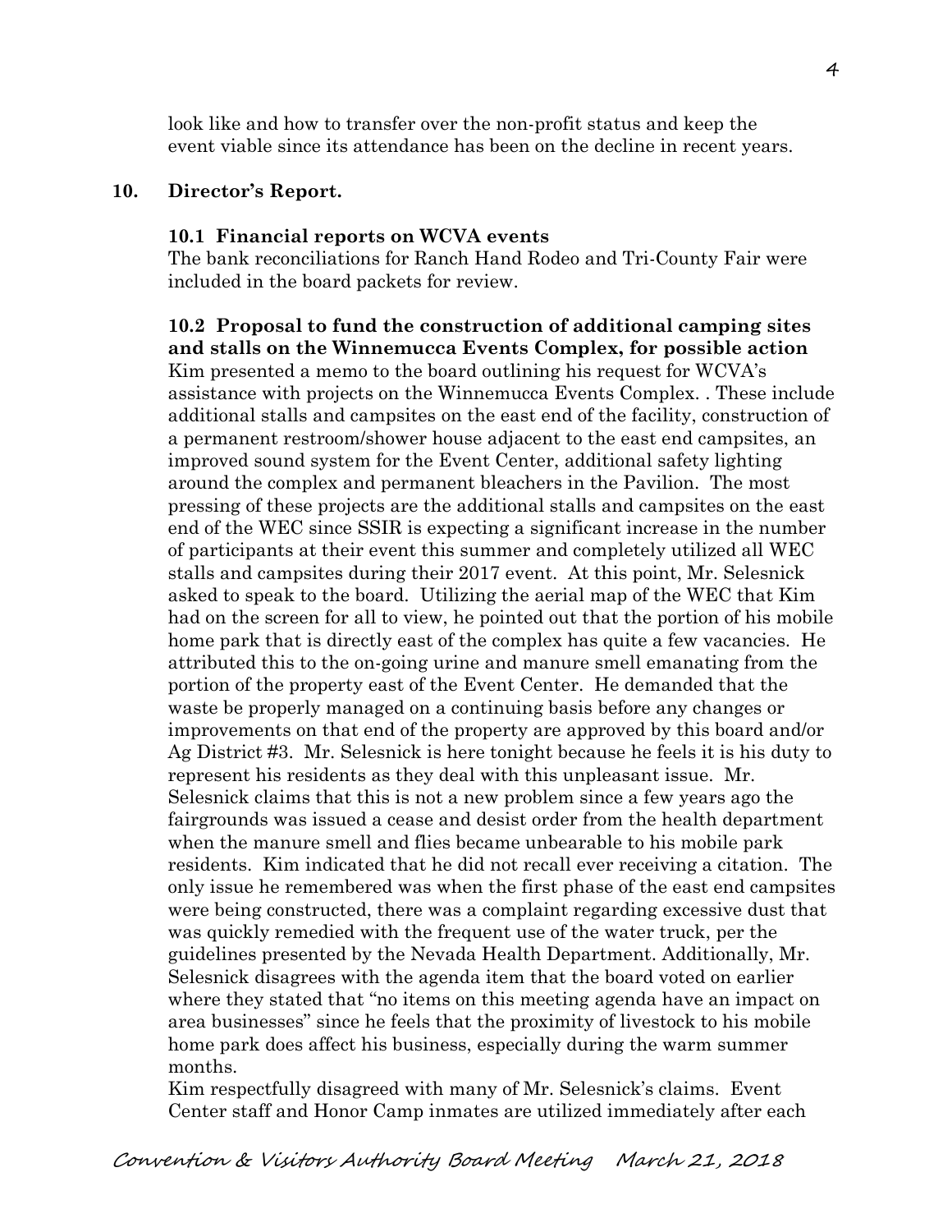look like and how to transfer over the non-profit status and keep the event viable since its attendance has been on the decline in recent years.

## 10. Director's Report.

### 10.1 Financial reports on WCVA events

The bank reconciliations for Ranch Hand Rodeo and Tri-County Fair were included in the board packets for review.

### 10.2 Proposal to fund the construction of additional camping sites and stalls on the Winnemucca Events Complex, for possible action

Kim presented a memo to the board outlining his request for WCVA's assistance with projects on the Winnemucca Events Complex. . These include additional stalls and campsites on the east end of the facility, construction of a permanent restroom/shower house adjacent to the east end campsites, an improved sound system for the Event Center, additional safety lighting around the complex and permanent bleachers in the Pavilion. The most pressing of these projects are the additional stalls and campsites on the east end of the WEC since SSIR is expecting a significant increase in the number of participants at their event this summer and completely utilized all WEC stalls and campsites during their 2017 event. At this point, Mr. Selesnick asked to speak to the board. Utilizing the aerial map of the WEC that Kim had on the screen for all to view, he pointed out that the portion of his mobile home park that is directly east of the complex has quite a few vacancies. He attributed this to the on-going urine and manure smell emanating from the portion of the property east of the Event Center. He demanded that the waste be properly managed on a continuing basis before any changes or improvements on that end of the property are approved by this board and/or Ag District #3. Mr. Selesnick is here tonight because he feels it is his duty to represent his residents as they deal with this unpleasant issue. Mr. Selesnick claims that this is not a new problem since a few years ago the fairgrounds was issued a cease and desist order from the health department when the manure smell and flies became unbearable to his mobile park residents. Kim indicated that he did not recall ever receiving a citation. The only issue he remembered was when the first phase of the east end campsites were being constructed, there was a complaint regarding excessive dust that was quickly remedied with the frequent use of the water truck, per the guidelines presented by the Nevada Health Department. Additionally, Mr. Selesnick disagrees with the agenda item that the board voted on earlier where they stated that "no items on this meeting agenda have an impact on area businesses" since he feels that the proximity of livestock to his mobile home park does affect his business, especially during the warm summer months.

Kim respectfully disagreed with many of Mr. Selesnick's claims. Event Center staff and Honor Camp inmates are utilized immediately after each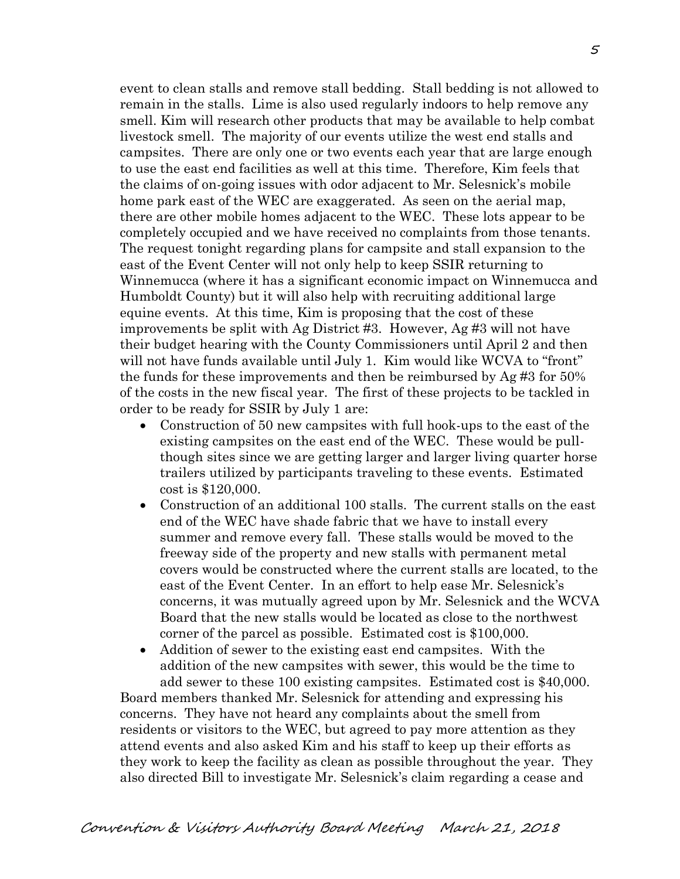event to clean stalls and remove stall bedding. Stall bedding is not allowed to remain in the stalls. Lime is also used regularly indoors to help remove any smell. Kim will research other products that may be available to help combat livestock smell. The majority of our events utilize the west end stalls and campsites. There are only one or two events each year that are large enough to use the east end facilities as well at this time. Therefore, Kim feels that the claims of on-going issues with odor adjacent to Mr. Selesnick's mobile home park east of the WEC are exaggerated. As seen on the aerial map, there are other mobile homes adjacent to the WEC. These lots appear to be completely occupied and we have received no complaints from those tenants. The request tonight regarding plans for campsite and stall expansion to the east of the Event Center will not only help to keep SSIR returning to Winnemucca (where it has a significant economic impact on Winnemucca and Humboldt County) but it will also help with recruiting additional large equine events. At this time, Kim is proposing that the cost of these improvements be split with Ag District #3. However, Ag #3 will not have their budget hearing with the County Commissioners until April 2 and then will not have funds available until July 1. Kim would like WCVA to "front" the funds for these improvements and then be reimbursed by Ag #3 for 50% of the costs in the new fiscal year. The first of these projects to be tackled in order to be ready for SSIR by July 1 are:

- Construction of 50 new campsites with full hook-ups to the east of the existing campsites on the east end of the WEC. These would be pull-though sites since we are getting larger and larger living quarter horse trailers utilized by participants traveling to these events. Estimated cost is $120,000.
- Construction of an additional 100 stalls. The current stalls on the east end of the WEC have shade fabric that we have to install every summer and remove every fall. These stalls would be moved to the freeway side of the property and new stalls with permanent metal covers would be constructed where the current stalls are located, to the east of the Event Center. In an effort to help ease Mr. Selesnick's concerns, it was mutually agreed upon by Mr. Selesnick and the WCVA Board that the new stalls would be located as close to the northwest corner of the parcel as possible. Estimated cost is $100,000.
- Addition of sewer to the existing east end campsites. With the addition of the new campsites with sewer, this would be the time to add sewer to these 100 existing campsites. Estimated cost is $40,000.

Board members thanked Mr. Selesnick for attending and expressing his concerns. They have not heard any complaints about the smell from residents or visitors to the WEC, but agreed to pay more attention as they attend events and also asked Kim and his staff to keep up their efforts as they work to keep the facility as clean as possible throughout the year. They also directed Bill to investigate Mr. Selesnick's claim regarding a cease and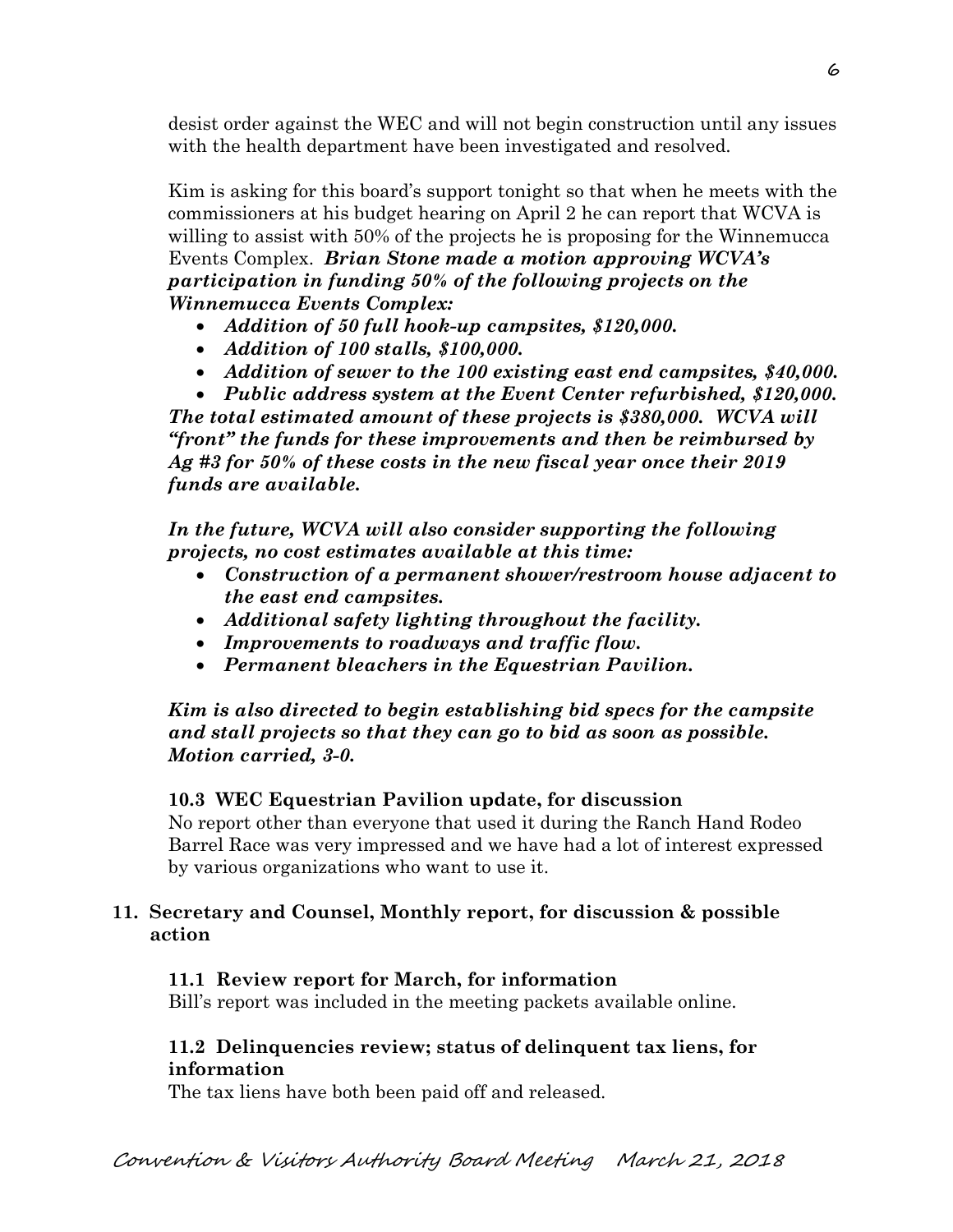desist order against the WEC and will not begin construction until any issues with the health department have been investigated and resolved.

Kim is asking for this board's support tonight so that when he meets with the commissioners at his budget hearing on April 2 he can report that WCVA is willing to assist with 50% of the projects he is proposing for the Winnemucca Events Complex. ***Brian Stone made a motion approving WCVA's participation in funding 50% of the following projects on the Winnemucca Events Complex:***

- ***Addition of 50 full hook-up campsites, $120,000.***
- ***Addition of 100 stalls, $100,000.***
- ***Addition of sewer to the 100 existing east end campsites, $40,000.***
- ***Public address system at the Event Center refurbished, $120,000.***

***The total estimated amount of these projects is $380,000. WCVA will "front" the funds for these improvements and then be reimbursed by Ag #3 for 50% of these costs in the new fiscal year once their 2019 funds are available.***

***In the future, WCVA will also consider supporting the following projects, no cost estimates available at this time:***

- ***Construction of a permanent shower/restroom house adjacent to the east end campsites.***
- ***Additional safety lighting throughout the facility.***
- ***Improvements to roadways and traffic flow.***
- ***Permanent bleachers in the Equestrian Pavilion.***

***Kim is also directed to begin establishing bid specs for the campsite and stall projects so that they can go to bid as soon as possible. Motion carried, 3-0.***

### 10.3 WEC Equestrian Pavilion update, for discussion

No report other than everyone that used it during the Ranch Hand Rodeo Barrel Race was very impressed and we have had a lot of interest expressed by various organizations who want to use it.

## 11. Secretary and Counsel, Monthly report, for discussion & possible action

### 11.1 Review report for March, for information

Bill's report was included in the meeting packets available online.

### 11.2 Delinquencies review; status of delinquent tax liens, for information

The tax liens have both been paid off and released.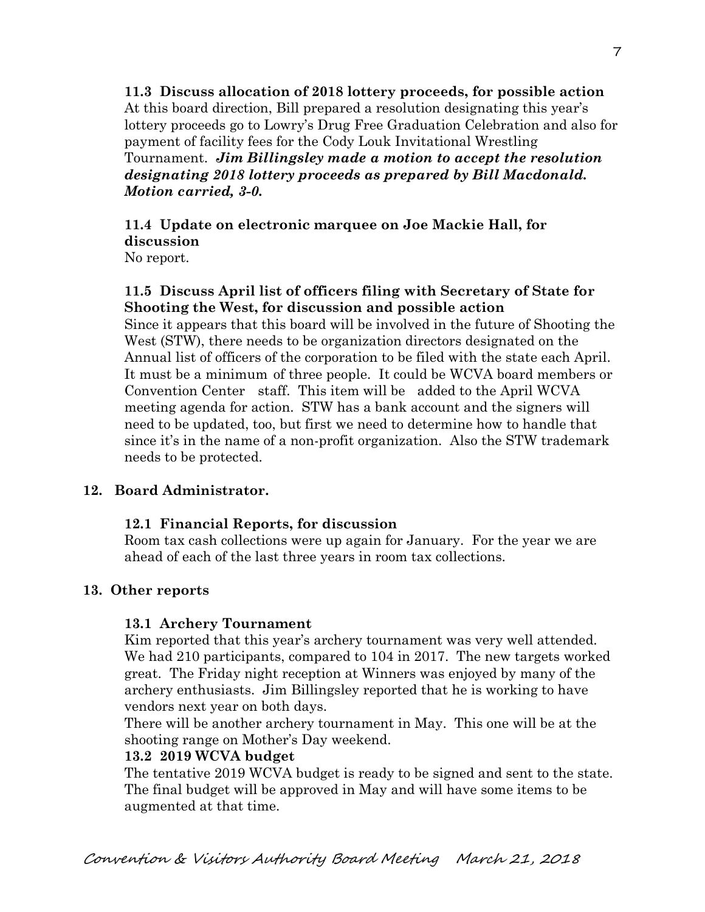**11.3 Discuss allocation of 2018 lottery proceeds, for possible action**

At this board direction, Bill prepared a resolution designating this year's lottery proceeds go to Lowry's Drug Free Graduation Celebration and also for payment of facility fees for the Cody Louk Invitational Wrestling Tournament. ***Jim Billingsley made a motion to accept the resolution designating 2018 lottery proceeds as prepared by Bill Macdonald. Motion carried, 3-0.***

**11.4 Update on electronic marquee on Joe Mackie Hall, for discussion**

No report.

**11.5 Discuss April list of officers filing with Secretary of State for Shooting the West, for discussion and possible action**

Since it appears that this board will be involved in the future of Shooting the West (STW), there needs to be organization directors designated on the Annual list of officers of the corporation to be filed with the state each April. It must be a minimum of three people. It could be WCVA board members or Convention Center staff. This item will be added to the April WCVA meeting agenda for action. STW has a bank account and the signers will need to be updated, too, but first we need to determine how to handle that since it's in the name of a non-profit organization. Also the STW trademark needs to be protected.

**12. Board Administrator.**

**12.1 Financial Reports, for discussion**

Room tax cash collections were up again for January. For the year we are ahead of each of the last three years in room tax collections.

**13. Other reports**

**13.1 Archery Tournament**

Kim reported that this year's archery tournament was very well attended. We had 210 participants, compared to 104 in 2017. The new targets worked great. The Friday night reception at Winners was enjoyed by many of the archery enthusiasts. Jim Billingsley reported that he is working to have vendors next year on both days.

There will be another archery tournament in May. This one will be at the shooting range on Mother's Day weekend.

**13.2 2019 WCVA budget**

The tentative 2019 WCVA budget is ready to be signed and sent to the state. The final budget will be approved in May and will have some items to be augmented at that time.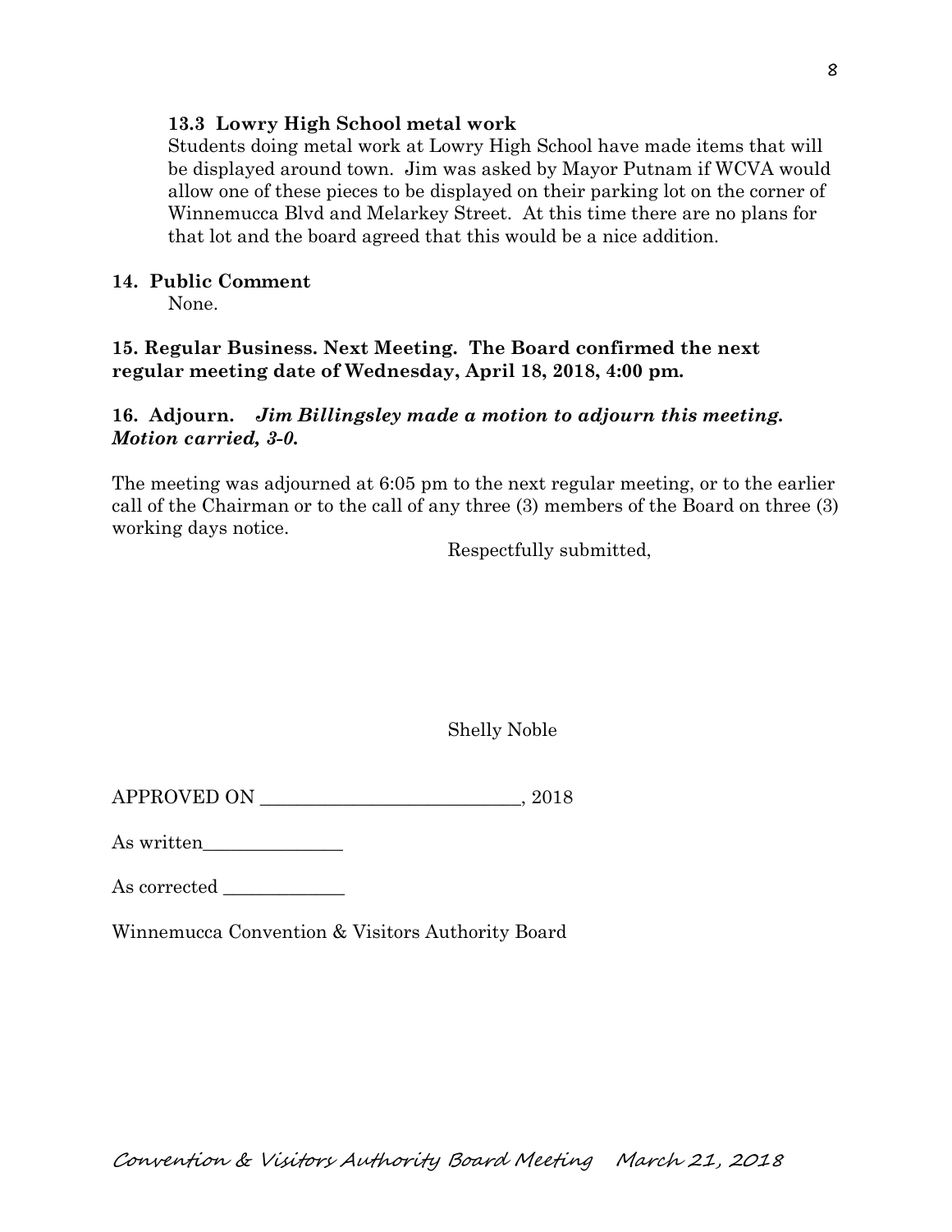**13.3 Lowry High School metal work**

Students doing metal work at Lowry High School have made items that will be displayed around town. Jim was asked by Mayor Putnam if WCVA would allow one of these pieces to be displayed on their parking lot on the corner of Winnemucca Blvd and Melarkey Street. At this time there are no plans for that lot and the board agreed that this would be a nice addition.

**14. Public Comment**

None.

**15. Regular Business. Next Meeting. The Board confirmed the next regular meeting date of Wednesday, April 18, 2018, 4:00 pm.**

**16. Adjourn.** ***Jim Billingsley made a motion to adjourn this meeting. Motion carried, 3-0.***

The meeting was adjourned at 6:05 pm to the next regular meeting, or to the earlier call of the Chairman or to the call of any three (3) members of the Board on three (3) working days notice.

Respectfully submitted,

Shelly Noble

APPROVED ON ___________________________, 2018

As written_______________

As corrected _____________

Winnemucca Convention & Visitors Authority Board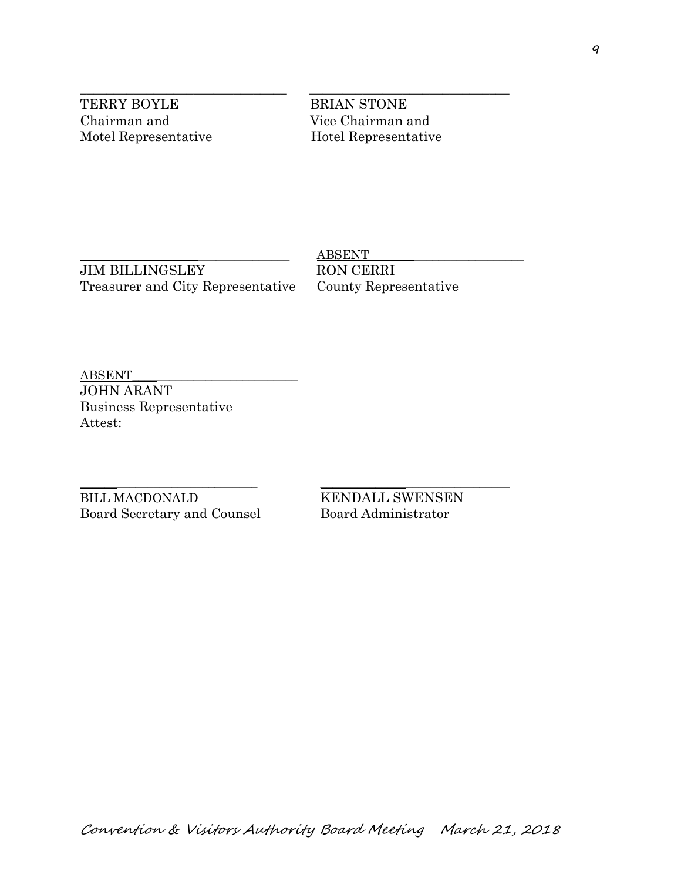\_\_\_\_\_\_\_\_\_\_\_\_\_\_\_\_\_\_\_\_\_\_\_\_\_\_\_\_\_\_
TERRY BOYLE
Chairman and
Motel Representative

\_\_\_\_\_\_\_\_\_\_\_\_\_\_\_\_\_\_\_\_\_\_\_\_\_\_\_\_\_\_
BRIAN STONE
Vice Chairman and
Hotel Representative

\_\_\_\_\_\_\_\_\_\_\_\_\_\_\_\_\_\_\_\_\_\_\_\_\_\_\_\_\_\_
JIM BILLINGSLEY
Treasurer and City Representative

ABSENT\_\_\_\_\_\_\_\_\_\_\_\_\_\_\_\_\_\_\_\_\_\_\_\_
RON CERRI
County Representative

ABSENT\_\_\_\_\_\_\_\_\_\_\_\_\_\_\_\_\_\_\_\_\_\_\_\_
JOHN ARANT
Business Representative

Attest:

\_\_\_\_\_\_\_\_\_\_\_\_\_\_\_\_\_\_\_\_\_\_\_\_\_\_\_\_\_\_
BILL MACDONALD
Board Secretary and Counsel

\_\_\_\_\_\_\_\_\_\_\_\_\_\_\_\_\_\_\_\_\_\_\_\_\_\_\_\_\_\_
KENDALL SWENSEN
Board Administrator